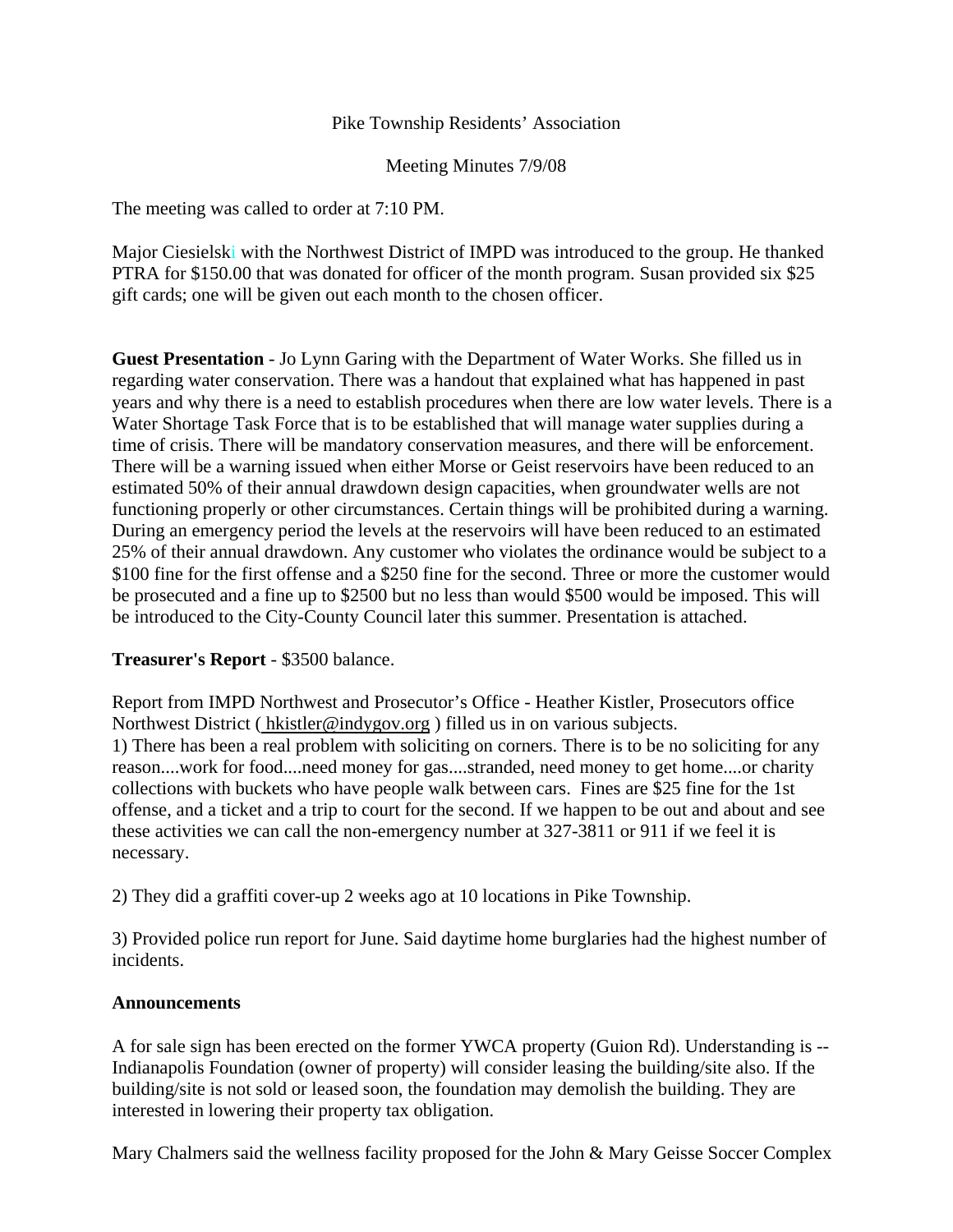Pike Township Residents' Association

Meeting Minutes 7/9/08

The meeting was called to order at 7:10 PM.

Major Ciesielski with the Northwest District of IMPD was introduced to the group. He thanked PTRA for $150.00 that was donated for officer of the month program. Susan provided six $25 gift cards; one will be given out each month to the chosen officer.

**Guest Presentation** - Jo Lynn Garing with the Department of Water Works. She filled us in regarding water conservation. There was a handout that explained what has happened in past years and why there is a need to establish procedures when there are low water levels. There is a Water Shortage Task Force that is to be established that will manage water supplies during a time of crisis. There will be mandatory conservation measures, and there will be enforcement. There will be a warning issued when either Morse or Geist reservoirs have been reduced to an estimated 50% of their annual drawdown design capacities, when groundwater wells are not functioning properly or other circumstances. Certain things will be prohibited during a warning. During an emergency period the levels at the reservoirs will have been reduced to an estimated 25% of their annual drawdown. Any customer who violates the ordinance would be subject to a $100 fine for the first offense and a $250 fine for the second. Three or more the customer would be prosecuted and a fine up to $2500 but no less than would $500 would be imposed. This will be introduced to the City-County Council later this summer. Presentation is attached.

**Treasurer's Report** - $3500 balance.

Report from IMPD Northwest and Prosecutor's Office - Heather Kistler, Prosecutors office Northwest District ( hkistler@indygov.org ) filled us in on various subjects.
1) There has been a real problem with soliciting on corners. There is to be no soliciting for any reason....work for food....need money for gas....stranded, need money to get home....or charity collections with buckets who have people walk between cars. Fines are $25 fine for the 1st offense, and a ticket and a trip to court for the second. If we happen to be out and about and see these activities we can call the non-emergency number at 327-3811 or 911 if we feel it is necessary.

2) They did a graffiti cover-up 2 weeks ago at 10 locations in Pike Township.

3) Provided police run report for June. Said daytime home burglaries had the highest number of incidents.

**Announcements**

A for sale sign has been erected on the former YWCA property (Guion Rd). Understanding is -- Indianapolis Foundation (owner of property) will consider leasing the building/site also. If the building/site is not sold or leased soon, the foundation may demolish the building. They are interested in lowering their property tax obligation.

Mary Chalmers said the wellness facility proposed for the John & Mary Geisse Soccer Complex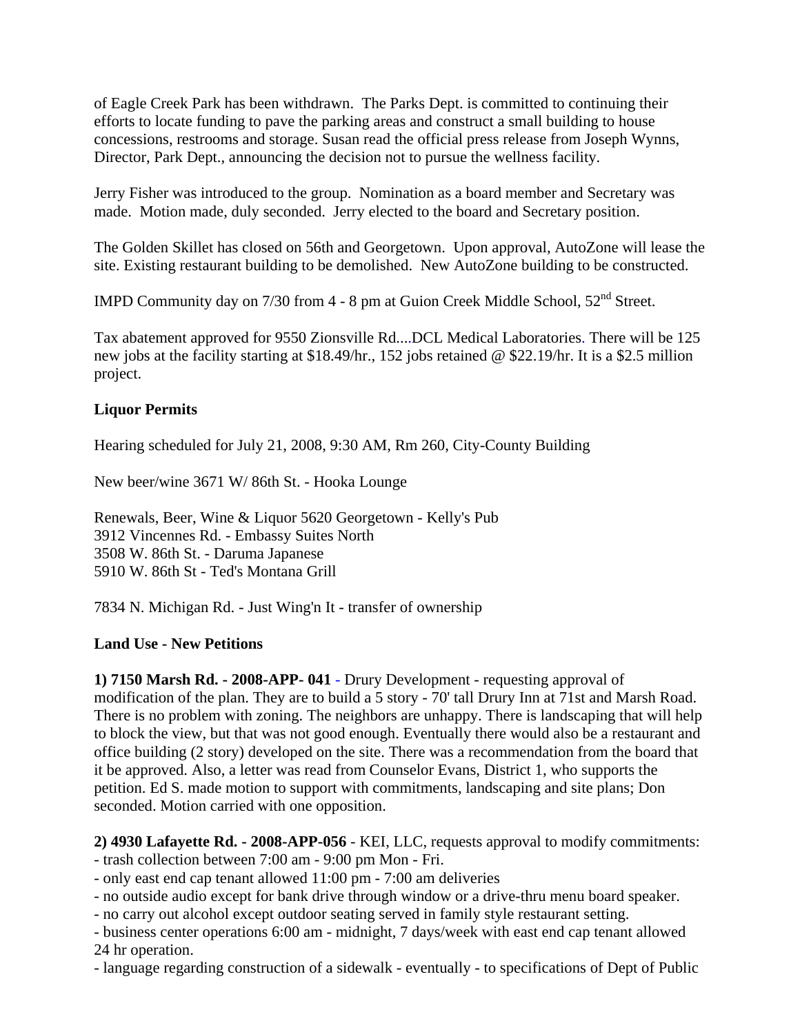of Eagle Creek Park has been withdrawn. The Parks Dept. is committed to continuing their efforts to locate funding to pave the parking areas and construct a small building to house concessions, restrooms and storage. Susan read the official press release from Joseph Wynns, Director, Park Dept., announcing the decision not to pursue the wellness facility.

Jerry Fisher was introduced to the group. Nomination as a board member and Secretary was made. Motion made, duly seconded. Jerry elected to the board and Secretary position.

The Golden Skillet has closed on 56th and Georgetown. Upon approval, AutoZone will lease the site. Existing restaurant building to be demolished. New AutoZone building to be constructed.

IMPD Community day on 7/30 from 4 - 8 pm at Guion Creek Middle School, 52nd Street.

Tax abatement approved for 9550 Zionsville Rd....DCL Medical Laboratories. There will be 125 new jobs at the facility starting at $18.49/hr., 152 jobs retained @ $22.19/hr. It is a $2.5 million project.

**Liquor Permits**

Hearing scheduled for July 21, 2008, 9:30 AM, Rm 260, City-County Building

New beer/wine 3671 W/ 86th St. - Hooka Lounge

Renewals, Beer, Wine & Liquor 5620 Georgetown - Kelly's Pub
3912 Vincennes Rd. - Embassy Suites North
3508 W. 86th St. - Daruma Japanese
5910 W. 86th St - Ted's Montana Grill

7834 N. Michigan Rd. - Just Wing'n It - transfer of ownership

**Land Use - New Petitions**

**1) 7150 Marsh Rd. - 2008-APP- 041** - Drury Development - requesting approval of modification of the plan. They are to build a 5 story - 70' tall Drury Inn at 71st and Marsh Road. There is no problem with zoning. The neighbors are unhappy. There is landscaping that will help to block the view, but that was not good enough. Eventually there would also be a restaurant and office building (2 story) developed on the site. There was a recommendation from the board that it be approved. Also, a letter was read from Counselor Evans, District 1, who supports the petition. Ed S. made motion to support with commitments, landscaping and site plans; Don seconded. Motion carried with one opposition.

**2) 4930 Lafayette Rd. - 2008-APP-056** - KEI, LLC, requests approval to modify commitments:
- trash collection between 7:00 am - 9:00 pm Mon - Fri.
- only east end cap tenant allowed 11:00 pm - 7:00 am deliveries
- no outside audio except for bank drive through window or a drive-thru menu board speaker.
- no carry out alcohol except outdoor seating served in family style restaurant setting.
- business center operations 6:00 am - midnight, 7 days/week with east end cap tenant allowed 24 hr operation.
- language regarding construction of a sidewalk - eventually - to specifications of Dept of Public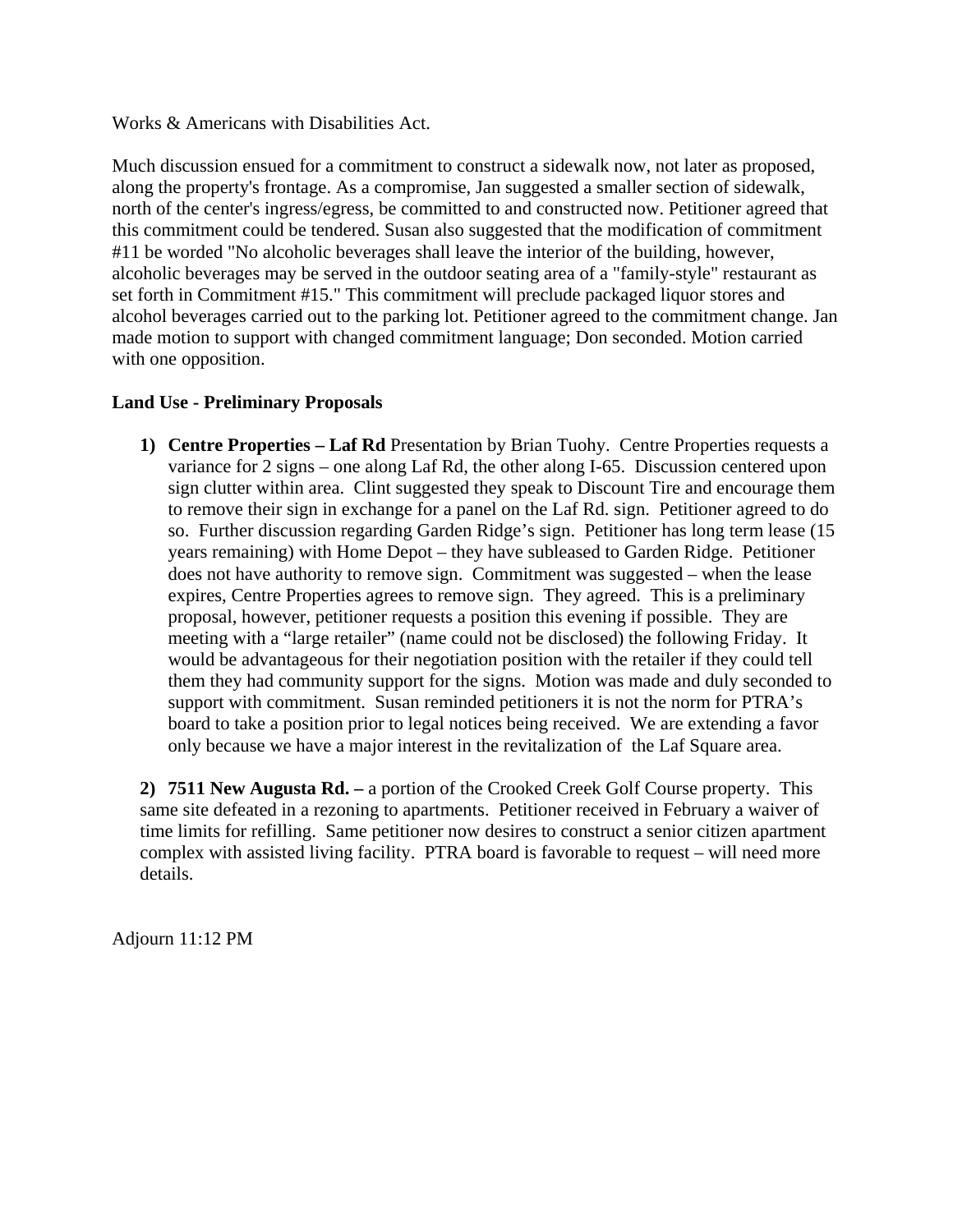Works & Americans with Disabilities Act.

Much discussion ensued for a commitment to construct a sidewalk now, not later as proposed, along the property's frontage. As a compromise, Jan suggested a smaller section of sidewalk, north of the center's ingress/egress, be committed to and constructed now. Petitioner agreed that this commitment could be tendered. Susan also suggested that the modification of commitment #11 be worded "No alcoholic beverages shall leave the interior of the building, however, alcoholic beverages may be served in the outdoor seating area of a "family-style" restaurant as set forth in Commitment #15." This commitment will preclude packaged liquor stores and alcohol beverages carried out to the parking lot. Petitioner agreed to the commitment change. Jan made motion to support with changed commitment language; Don seconded. Motion carried with one opposition.

**Land Use - Preliminary Proposals**

1) **Centre Properties – Laf Rd** Presentation by Brian Tuohy. Centre Properties requests a variance for 2 signs – one along Laf Rd, the other along I-65. Discussion centered upon sign clutter within area. Clint suggested they speak to Discount Tire and encourage them to remove their sign in exchange for a panel on the Laf Rd. sign. Petitioner agreed to do so. Further discussion regarding Garden Ridge's sign. Petitioner has long term lease (15 years remaining) with Home Depot – they have subleased to Garden Ridge. Petitioner does not have authority to remove sign. Commitment was suggested – when the lease expires, Centre Properties agrees to remove sign. They agreed. This is a preliminary proposal, however, petitioner requests a position this evening if possible. They are meeting with a "large retailer" (name could not be disclosed) the following Friday. It would be advantageous for their negotiation position with the retailer if they could tell them they had community support for the signs. Motion was made and duly seconded to support with commitment. Susan reminded petitioners it is not the norm for PTRA's board to take a position prior to legal notices being received. We are extending a favor only because we have a major interest in the revitalization of the Laf Square area.

2) **7511 New Augusta Rd. –** a portion of the Crooked Creek Golf Course property. This same site defeated in a rezoning to apartments. Petitioner received in February a waiver of time limits for refilling. Same petitioner now desires to construct a senior citizen apartment complex with assisted living facility. PTRA board is favorable to request – will need more details.

Adjourn 11:12 PM